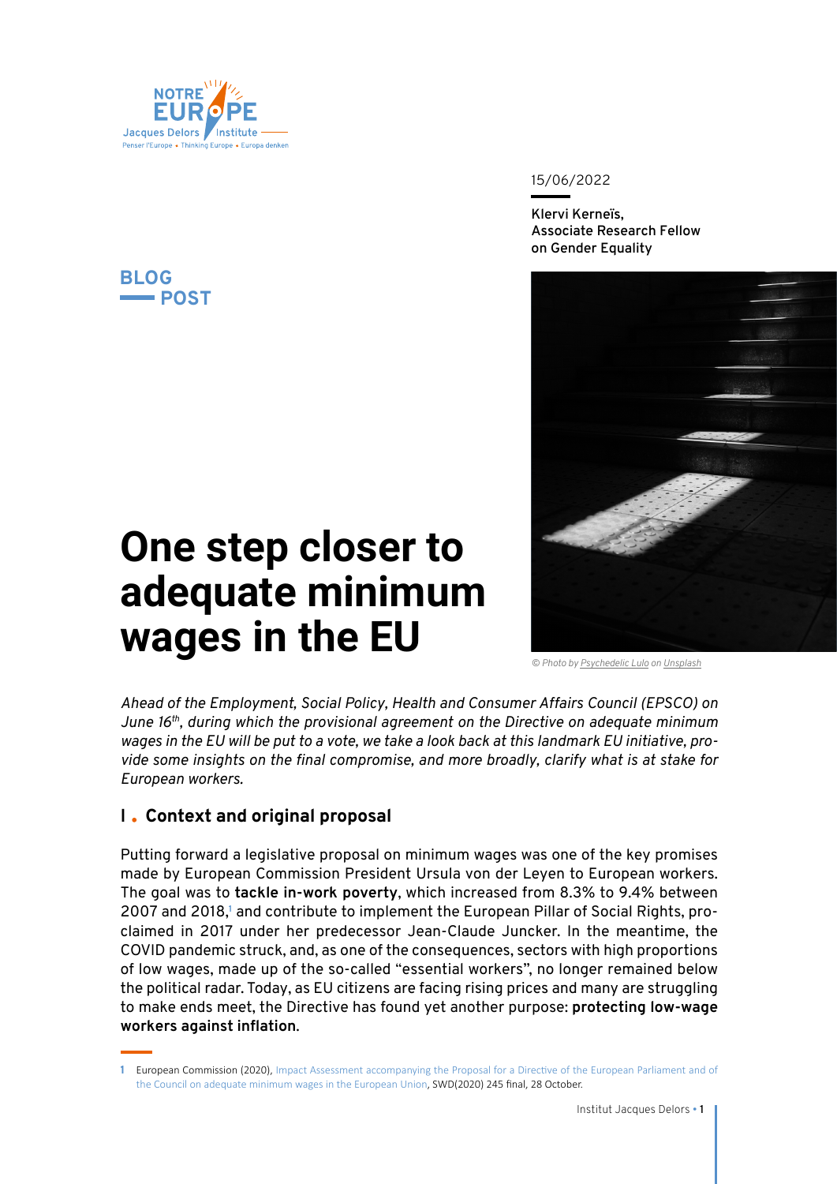15/06/2022

Klervi Kerneïs,
Associate Research Fellow
on Gender Equality

BLOG POST

# One step closer to adequate minimum wages in the EU

© Photo by Psychedelic Lulo on Unsplash

*Ahead of the Employment, Social Policy, Health and Consumer Affairs Council (EPSCO) on June 16th, during which the provisional agreement on the Directive on adequate minimum wages in the EU will be put to a vote, we take a look back at this landmark EU initiative, provide some insights on the final compromise, and more broadly, clarify what is at stake for European workers.*

## I. Context and original proposal

Putting forward a legislative proposal on minimum wages was one of the key promises made by European Commission President Ursula von der Leyen to European workers. The goal was to **tackle in-work poverty**, which increased from 8.3% to 9.4% between 2007 and 2018,[1] and contribute to implement the European Pillar of Social Rights, proclaimed in 2017 under her predecessor Jean-Claude Juncker. In the meantime, the COVID pandemic struck, and, as one of the consequences, sectors with high proportions of low wages, made up of the so-called "essential workers", no longer remained below the political radar. Today, as EU citizens are facing rising prices and many are struggling to make ends meet, the Directive has found yet another purpose: **protecting low-wage workers against inflation**.

1 European Commission (2020), Impact Assessment accompanying the Proposal for a Directive of the European Parliament and of the Council on adequate minimum wages in the European Union, SWD(2020) 245 final, 28 October.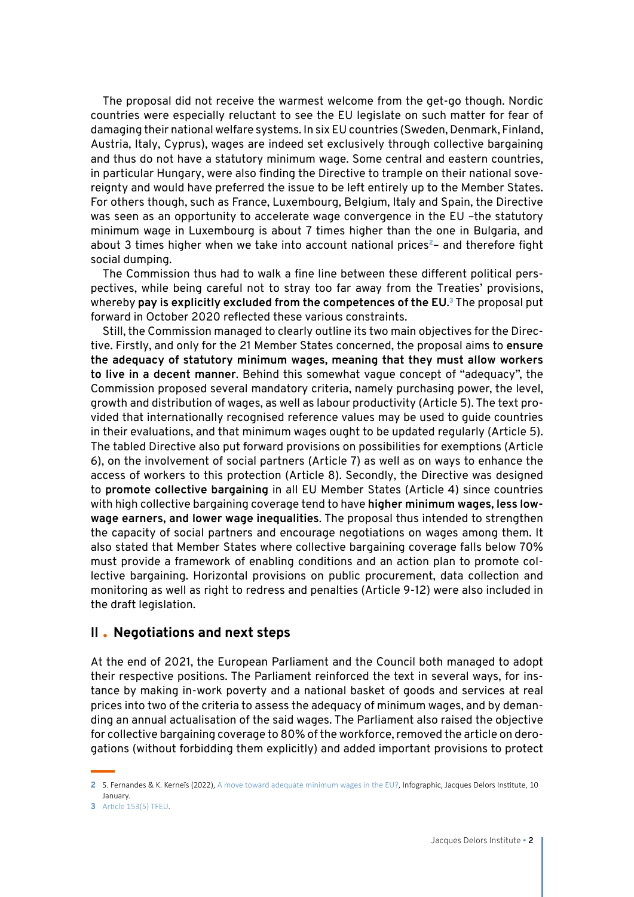The proposal did not receive the warmest welcome from the get-go though. Nordic countries were especially reluctant to see the EU legislate on such matter for fear of damaging their national welfare systems. In six EU countries (Sweden, Denmark, Finland, Austria, Italy, Cyprus), wages are indeed set exclusively through collective bargaining and thus do not have a statutory minimum wage. Some central and eastern countries, in particular Hungary, were also finding the Directive to trample on their national sovereignty and would have preferred the issue to be left entirely up to the Member States. For others though, such as France, Luxembourg, Belgium, Italy and Spain, the Directive was seen as an opportunity to accelerate wage convergence in the EU –the statutory minimum wage in Luxembourg is about 7 times higher than the one in Bulgaria, and about 3 times higher when we take into account national prices[2]– and therefore fight social dumping.

The Commission thus had to walk a fine line between these different political perspectives, while being careful not to stray too far away from the Treaties' provisions, whereby **pay is explicitly excluded from the competences of the EU**.[3] The proposal put forward in October 2020 reflected these various constraints.

Still, the Commission managed to clearly outline its two main objectives for the Directive. Firstly, and only for the 21 Member States concerned, the proposal aims to **ensure the adequacy of statutory minimum wages, meaning that they must allow workers to live in a decent manner**. Behind this somewhat vague concept of "adequacy", the Commission proposed several mandatory criteria, namely purchasing power, the level, growth and distribution of wages, as well as labour productivity (Article 5). The text provided that internationally recognised reference values may be used to guide countries in their evaluations, and that minimum wages ought to be updated regularly (Article 5). The tabled Directive also put forward provisions on possibilities for exemptions (Article 6), on the involvement of social partners (Article 7) as well as on ways to enhance the access of workers to this protection (Article 8). Secondly, the Directive was designed to **promote collective bargaining** in all EU Member States (Article 4) since countries with high collective bargaining coverage tend to have **higher minimum wages, less low-wage earners, and lower wage inequalities**. The proposal thus intended to strengthen the capacity of social partners and encourage negotiations on wages among them. It also stated that Member States where collective bargaining coverage falls below 70% must provide a framework of enabling conditions and an action plan to promote collective bargaining. Horizontal provisions on public procurement, data collection and monitoring as well as right to redress and penalties (Article 9-12) were also included in the draft legislation.

## II . Negotiations and next steps

At the end of 2021, the European Parliament and the Council both managed to adopt their respective positions. The Parliament reinforced the text in several ways, for instance by making in-work poverty and a national basket of goods and services at real prices into two of the criteria to assess the adequacy of minimum wages, and by demanding an annual actualisation of the said wages. The Parliament also raised the objective for collective bargaining coverage to 80% of the workforce, removed the article on derogations (without forbidding them explicitly) and added important provisions to protect

---

2 S. Fernandes & K. Kerneïs (2022), A move toward adequate minimum wages in the EU?, Infographic, Jacques Delors Institute, 10 January.

3 Article 153(5) TFEU.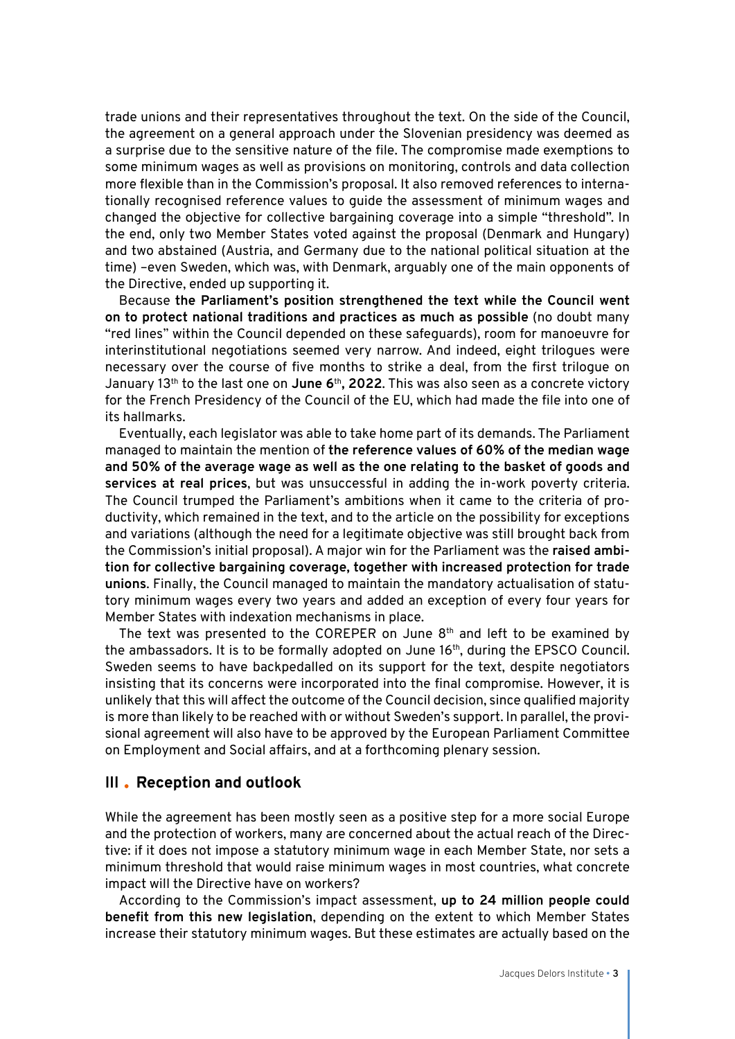trade unions and their representatives throughout the text. On the side of the Council, the agreement on a general approach under the Slovenian presidency was deemed as a surprise due to the sensitive nature of the file. The compromise made exemptions to some minimum wages as well as provisions on monitoring, controls and data collection more flexible than in the Commission's proposal. It also removed references to internationally recognised reference values to guide the assessment of minimum wages and changed the objective for collective bargaining coverage into a simple "threshold". In the end, only two Member States voted against the proposal (Denmark and Hungary) and two abstained (Austria, and Germany due to the national political situation at the time) –even Sweden, which was, with Denmark, arguably one of the main opponents of the Directive, ended up supporting it.

Because **the Parliament's position strengthened the text while the Council went on to protect national traditions and practices as much as possible** (no doubt many "red lines" within the Council depended on these safeguards), room for manoeuvre for interinstitutional negotiations seemed very narrow. And indeed, eight trilogues were necessary over the course of five months to strike a deal, from the first trilogue on January 13th to the last one on **June 6th, 2022**. This was also seen as a concrete victory for the French Presidency of the Council of the EU, which had made the file into one of its hallmarks.

Eventually, each legislator was able to take home part of its demands. The Parliament managed to maintain the mention of **the reference values of 60% of the median wage and 50% of the average wage as well as the one relating to the basket of goods and services at real prices**, but was unsuccessful in adding the in-work poverty criteria. The Council trumped the Parliament's ambitions when it came to the criteria of productivity, which remained in the text, and to the article on the possibility for exceptions and variations (although the need for a legitimate objective was still brought back from the Commission's initial proposal). A major win for the Parliament was the **raised ambition for collective bargaining coverage, together with increased protection for trade unions**. Finally, the Council managed to maintain the mandatory actualisation of statutory minimum wages every two years and added an exception of every four years for Member States with indexation mechanisms in place.

The text was presented to the COREPER on June 8th and left to be examined by the ambassadors. It is to be formally adopted on June 16th, during the EPSCO Council. Sweden seems to have backpedalled on its support for the text, despite negotiators insisting that its concerns were incorporated into the final compromise. However, it is unlikely that this will affect the outcome of the Council decision, since qualified majority is more than likely to be reached with or without Sweden's support. In parallel, the provisional agreement will also have to be approved by the European Parliament Committee on Employment and Social affairs, and at a forthcoming plenary session.

## III . Reception and outlook

While the agreement has been mostly seen as a positive step for a more social Europe and the protection of workers, many are concerned about the actual reach of the Directive: if it does not impose a statutory minimum wage in each Member State, nor sets a minimum threshold that would raise minimum wages in most countries, what concrete impact will the Directive have on workers?

According to the Commission's impact assessment, **up to 24 million people could benefit from this new legislation**, depending on the extent to which Member States increase their statutory minimum wages. But these estimates are actually based on the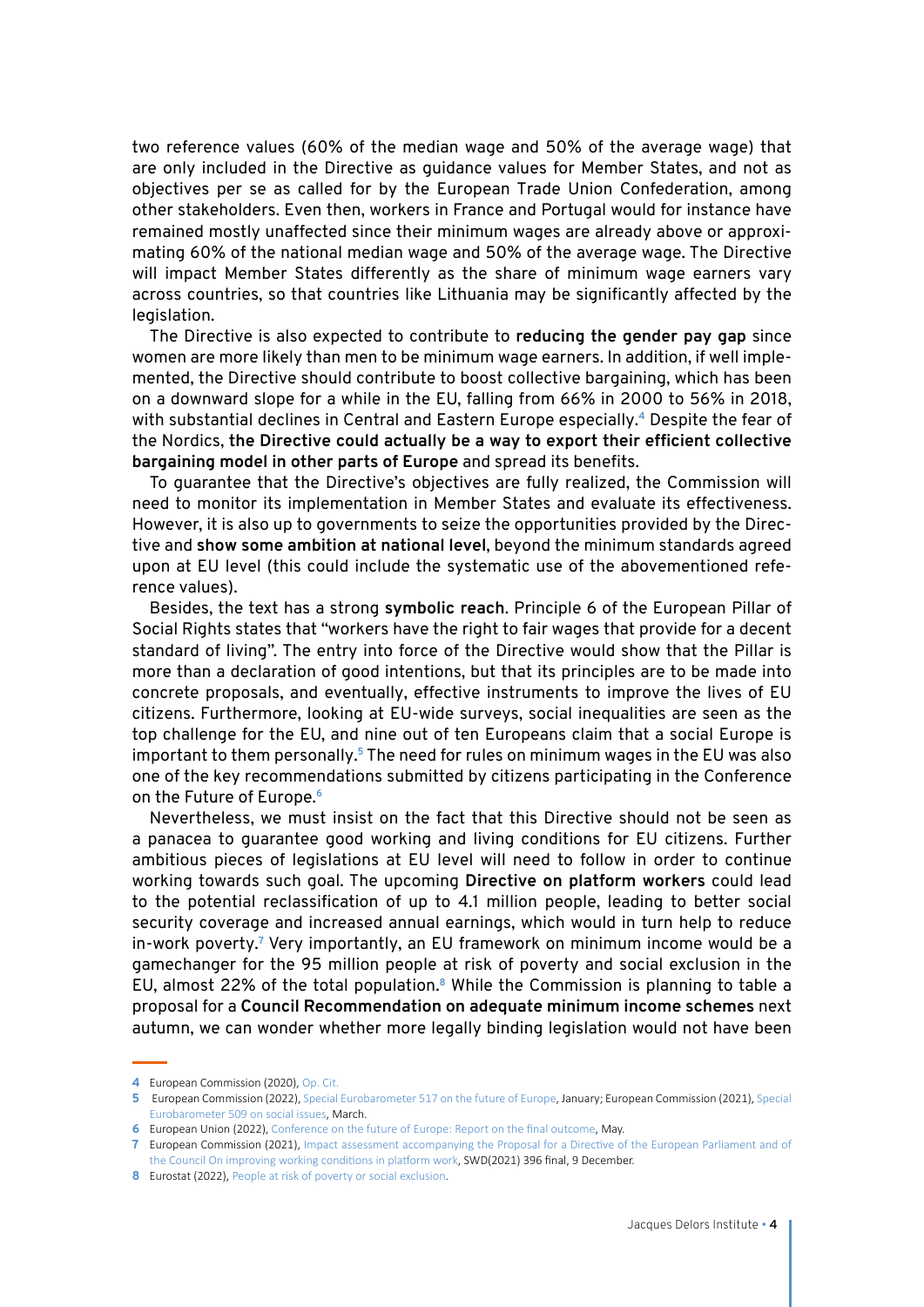two reference values (60% of the median wage and 50% of the average wage) that are only included in the Directive as guidance values for Member States, and not as objectives per se as called for by the European Trade Union Confederation, among other stakeholders. Even then, workers in France and Portugal would for instance have remained mostly unaffected since their minimum wages are already above or approximating 60% of the national median wage and 50% of the average wage. The Directive will impact Member States differently as the share of minimum wage earners vary across countries, so that countries like Lithuania may be significantly affected by the legislation.

The Directive is also expected to contribute to **reducing the gender pay gap** since women are more likely than men to be minimum wage earners. In addition, if well implemented, the Directive should contribute to boost collective bargaining, which has been on a downward slope for a while in the EU, falling from 66% in 2000 to 56% in 2018, with substantial declines in Central and Eastern Europe especially.[4] Despite the fear of the Nordics, **the Directive could actually be a way to export their efficient collective bargaining model in other parts of Europe** and spread its benefits.

To guarantee that the Directive's objectives are fully realized, the Commission will need to monitor its implementation in Member States and evaluate its effectiveness. However, it is also up to governments to seize the opportunities provided by the Directive and **show some ambition at national level**, beyond the minimum standards agreed upon at EU level (this could include the systematic use of the abovementioned reference values).

Besides, the text has a strong **symbolic reach**. Principle 6 of the European Pillar of Social Rights states that "workers have the right to fair wages that provide for a decent standard of living". The entry into force of the Directive would show that the Pillar is more than a declaration of good intentions, but that its principles are to be made into concrete proposals, and eventually, effective instruments to improve the lives of EU citizens. Furthermore, looking at EU-wide surveys, social inequalities are seen as the top challenge for the EU, and nine out of ten Europeans claim that a social Europe is important to them personally.[5] The need for rules on minimum wages in the EU was also one of the key recommendations submitted by citizens participating in the Conference on the Future of Europe.[6]

Nevertheless, we must insist on the fact that this Directive should not be seen as a panacea to guarantee good working and living conditions for EU citizens. Further ambitious pieces of legislations at EU level will need to follow in order to continue working towards such goal. The upcoming **Directive on platform workers** could lead to the potential reclassification of up to 4.1 million people, leading to better social security coverage and increased annual earnings, which would in turn help to reduce in-work poverty.[7] Very importantly, an EU framework on minimum income would be a gamechanger for the 95 million people at risk of poverty and social exclusion in the EU, almost 22% of the total population.[8] While the Commission is planning to table a proposal for a **Council Recommendation on adequate minimum income schemes** next autumn, we can wonder whether more legally binding legislation would not have been

---

**4** European Commission (2020), Op. Cit.

**5** European Commission (2022), Special Eurobarometer 517 on the future of Europe, January; European Commission (2021), Special Eurobarometer 509 on social issues, March.

**6** European Union (2022), Conference on the future of Europe: Report on the final outcome, May.

**7** European Commission (2021), Impact assessment accompanying the Proposal for a Directive of the European Parliament and of the Council On improving working conditions in platform work, SWD(2021) 396 final, 9 December.

**8** Eurostat (2022), People at risk of poverty or social exclusion.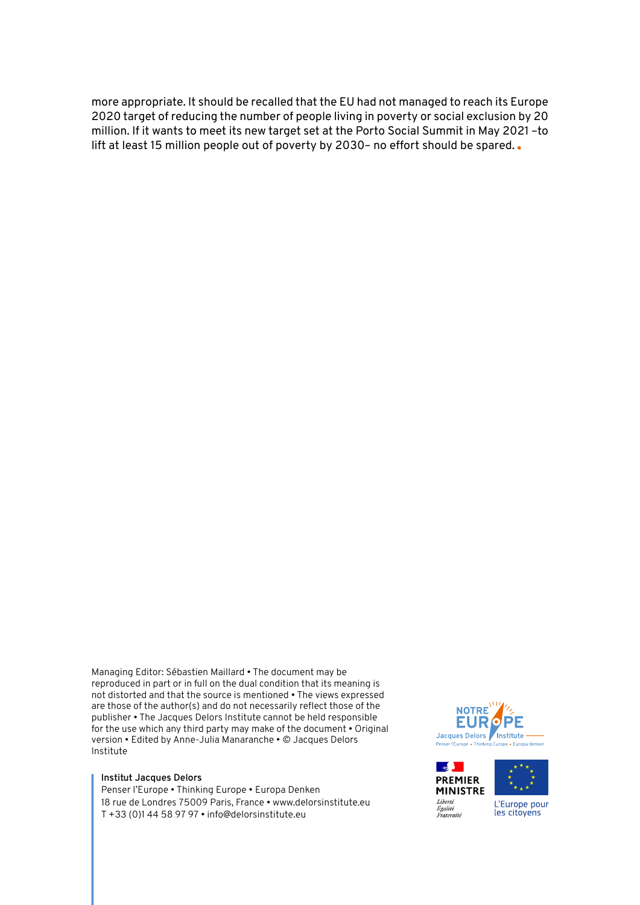more appropriate. It should be recalled that the EU had not managed to reach its Europe 2020 target of reducing the number of people living in poverty or social exclusion by 20 million. If it wants to meet its new target set at the Porto Social Summit in May 2021 –to lift at least 15 million people out of poverty by 2030– no effort should be spared.

Managing Editor: Sébastien Maillard • The document may be reproduced in part or in full on the dual condition that its meaning is not distorted and that the source is mentioned • The views expressed are those of the author(s) and do not necessarily reflect those of the publisher • The Jacques Delors Institute cannot be held responsible for the use which any third party may make of the document • Original version • Edited by Anne-Julia Manaranche • © Jacques Delors Institute

**Institut Jacques Delors**
Penser l'Europe • Thinking Europe • Europa Denken
18 rue de Londres 75009 Paris, France • www.delorsinstitute.eu
T +33 (0)1 44 58 97 97 • info@delorsinstitute.eu

NOTRE EUROPE
Jacques Delors Institute
Penser l'Europe • Thinking Europe • Europa denken

PREMIER MINISTRE
Liberté
Égalité
Fraternité

L'Europe pour les citoyens